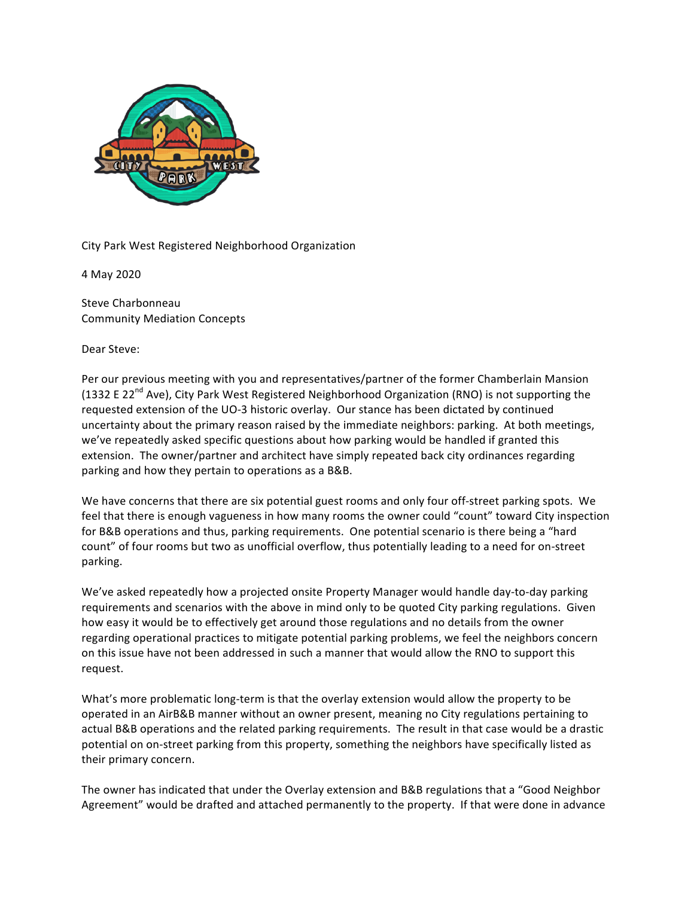City Park West Registered Neighborhood Organization

4 May 2020

Steve Charbonneau
Community Mediation Concepts

Dear Steve:

Per our previous meeting with you and representatives/partner of the former Chamberlain Mansion (1332 E 22nd Ave), City Park West Registered Neighborhood Organization (RNO) is not supporting the requested extension of the UO-3 historic overlay. Our stance has been dictated by continued uncertainty about the primary reason raised by the immediate neighbors: parking. At both meetings, we've repeatedly asked specific questions about how parking would be handled if granted this extension. The owner/partner and architect have simply repeated back city ordinances regarding parking and how they pertain to operations as a B&B.

We have concerns that there are six potential guest rooms and only four off-street parking spots. We feel that there is enough vagueness in how many rooms the owner could "count" toward City inspection for B&B operations and thus, parking requirements. One potential scenario is there being a "hard count" of four rooms but two as unofficial overflow, thus potentially leading to a need for on-street parking.

We've asked repeatedly how a projected onsite Property Manager would handle day-to-day parking requirements and scenarios with the above in mind only to be quoted City parking regulations. Given how easy it would be to effectively get around those regulations and no details from the owner regarding operational practices to mitigate potential parking problems, we feel the neighbors concern on this issue have not been addressed in such a manner that would allow the RNO to support this request.

What's more problematic long-term is that the overlay extension would allow the property to be operated in an AirB&B manner without an owner present, meaning no City regulations pertaining to actual B&B operations and the related parking requirements. The result in that case would be a drastic potential on on-street parking from this property, something the neighbors have specifically listed as their primary concern.

The owner has indicated that under the Overlay extension and B&B regulations that a "Good Neighbor Agreement" would be drafted and attached permanently to the property. If that were done in advance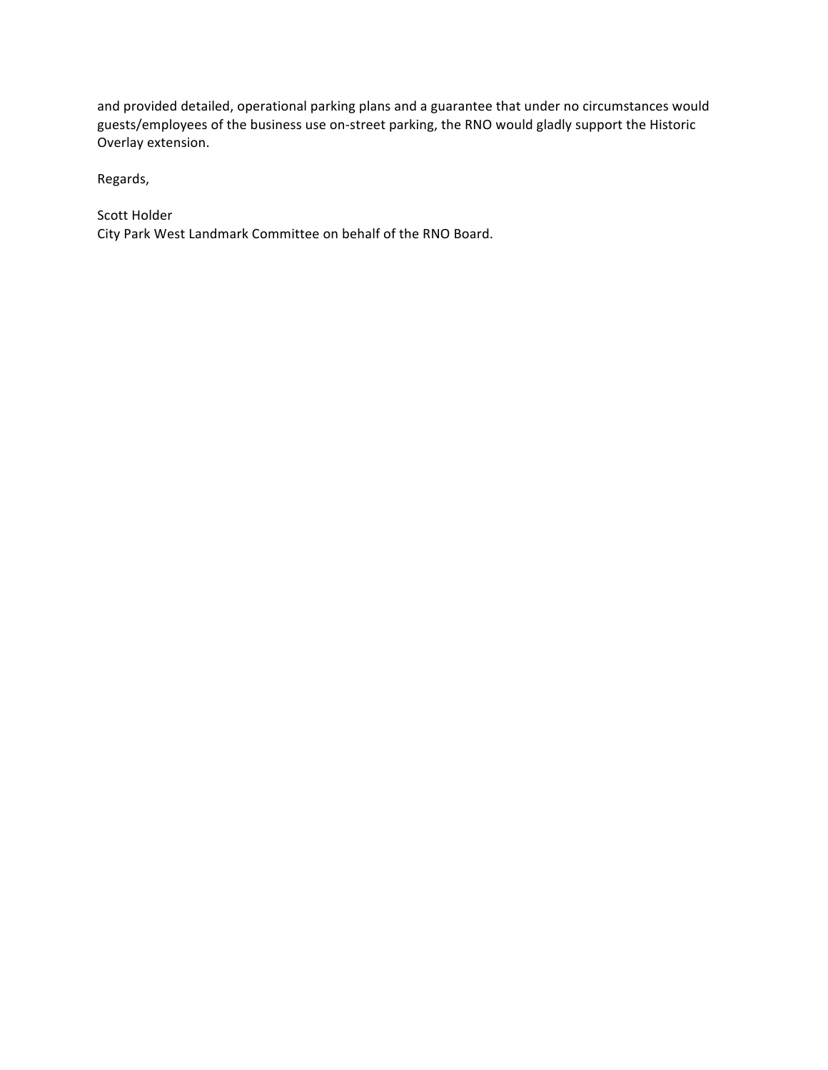and provided detailed, operational parking plans and a guarantee that under no circumstances would guests/employees of the business use on-street parking, the RNO would gladly support the Historic Overlay extension.

Regards,

Scott Holder
City Park West Landmark Committee on behalf of the RNO Board.